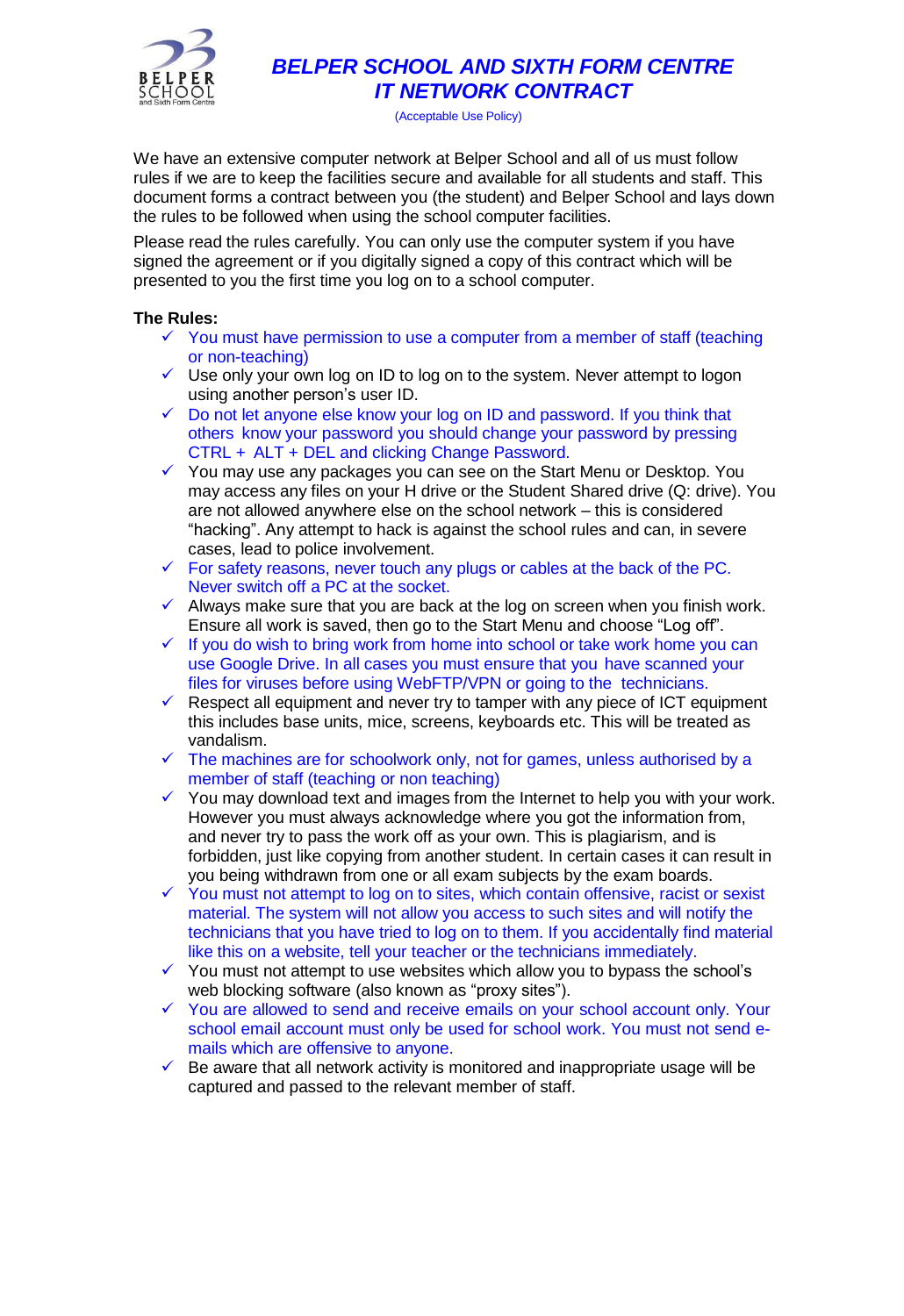# BELPER SCHOOL AND SIXTH FORM CENTRE
# IT NETWORK CONTRACT

(Acceptable Use Policy)

We have an extensive computer network at Belper School and all of us must follow rules if we are to keep the facilities secure and available for all students and staff. This document forms a contract between you (the student) and Belper School and lays down the rules to be followed when using the school computer facilities.

Please read the rules carefully. You can only use the computer system if you have signed the agreement or if you digitally signed a copy of this contract which will be presented to you the first time you log on to a school computer.

**The Rules:**

- ✓ You must have permission to use a computer from a member of staff (teaching or non-teaching)
- ✓ Use only your own log on ID to log on to the system. Never attempt to logon using another person's user ID.
- ✓ Do not let anyone else know your log on ID and password. If you think that others know your password you should change your password by pressing CTRL + ALT + DEL and clicking Change Password.
- ✓ You may use any packages you can see on the Start Menu or Desktop. You may access any files on your H drive or the Student Shared drive (Q: drive). You are not allowed anywhere else on the school network – this is considered "hacking". Any attempt to hack is against the school rules and can, in severe cases, lead to police involvement.
- ✓ For safety reasons, never touch any plugs or cables at the back of the PC. Never switch off a PC at the socket.
- ✓ Always make sure that you are back at the log on screen when you finish work. Ensure all work is saved, then go to the Start Menu and choose "Log off".
- ✓ If you do wish to bring work from home into school or take work home you can use Google Drive. In all cases you must ensure that you have scanned your files for viruses before using WebFTP/VPN or going to the technicians.
- ✓ Respect all equipment and never try to tamper with any piece of ICT equipment this includes base units, mice, screens, keyboards etc. This will be treated as vandalism.
- ✓ The machines are for schoolwork only, not for games, unless authorised by a member of staff (teaching or non teaching)
- ✓ You may download text and images from the Internet to help you with your work. However you must always acknowledge where you got the information from, and never try to pass the work off as your own. This is plagiarism, and is forbidden, just like copying from another student. In certain cases it can result in you being withdrawn from one or all exam subjects by the exam boards.
- ✓ You must not attempt to log on to sites, which contain offensive, racist or sexist material. The system will not allow you access to such sites and will notify the technicians that you have tried to log on to them. If you accidentally find material like this on a website, tell your teacher or the technicians immediately.
- ✓ You must not attempt to use websites which allow you to bypass the school's web blocking software (also known as "proxy sites").
- ✓ You are allowed to send and receive emails on your school account only. Your school email account must only be used for school work. You must not send e-mails which are offensive to anyone.
- ✓ Be aware that all network activity is monitored and inappropriate usage will be captured and passed to the relevant member of staff.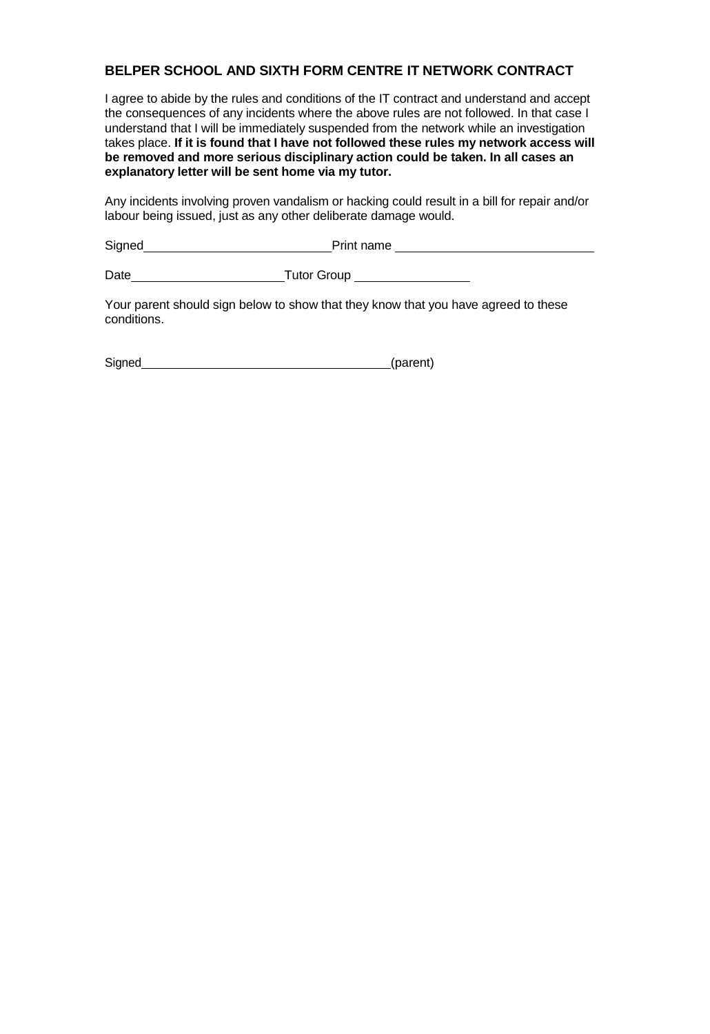## BELPER SCHOOL AND SIXTH FORM CENTRE IT NETWORK CONTRACT

I agree to abide by the rules and conditions of the IT contract and understand and accept the consequences of any incidents where the above rules are not followed. In that case I understand that I will be immediately suspended from the network while an investigation takes place. **If it is found that I have not followed these rules my network access will be removed and more serious disciplinary action could be taken. In all cases an explanatory letter will be sent home via my tutor.**

Any incidents involving proven vandalism or hacking could result in a bill for repair and/or labour being issued, just as any other deliberate damage would.

Signed\_\_\_\_\_\_\_\_\_\_\_\_\_\_\_\_\_\_\_\_\_\_\_\_\_\_ Print name \_\_\_\_\_\_\_\_\_\_\_\_\_\_\_\_\_\_\_\_\_\_\_\_\_\_\_\_

Date\_\_\_\_\_\_\_\_\_\_\_\_\_\_\_\_\_\_\_\_\_ Tutor Group \_\_\_\_\_\_\_\_\_\_\_\_\_\_\_\_

Your parent should sign below to show that they know that you have agreed to these conditions.

Signed\_\_\_\_\_\_\_\_\_\_\_\_\_\_\_\_\_\_\_\_\_\_\_\_\_\_\_\_\_\_\_\_\_\_\_ (parent)